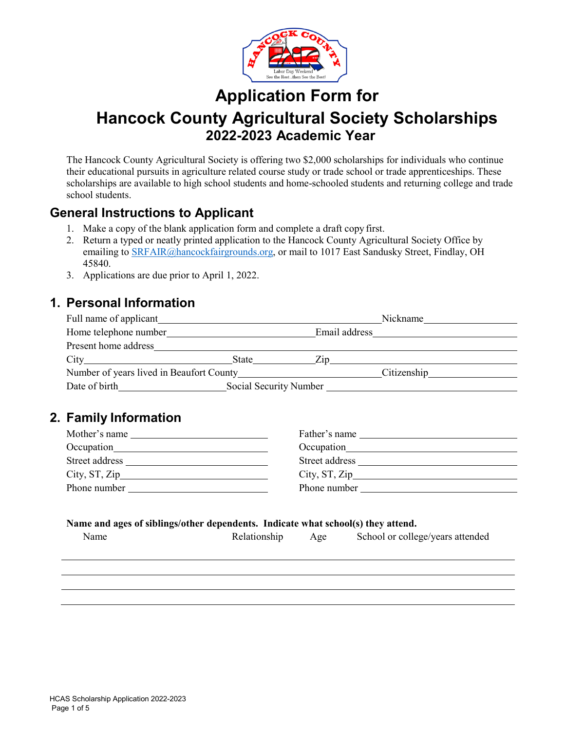# Application Form for

# Hancock County Agricultural Society Scholarships

## 2022-2023 Academic Year

The Hancock County Agricultural Society is offering two $2,000 scholarships for individuals who continue their educational pursuits in agriculture related course study or trade school or trade apprenticeships. These scholarships are available to high school students and home-schooled students and returning college and trade school students.

## General Instructions to Applicant

1. Make a copy of the blank application form and complete a draft copy first.
2. Return a typed or neatly printed application to the Hancock County Agricultural Society Office by emailing to SRFAIR@hancockfairgrounds.org, or mail to 1017 East Sandusky Street, Findlay, OH 45840.
3. Applications are due prior to April 1, 2022.

## 1. Personal Information

Full name of applicant________________________________ Nickname______________

Home telephone number______________________ Email address______________________

Present home address______________________________________________________

City______________________ State__________ Zip______________________________

Number of years lived in Beaufort County____________________ Citizenship______________

Date of birth________________ Social Security Number ____________________________

## 2. Family Information

Mother's name ______________________

Occupation______________________

Street address ______________________

City, ST, Zip______________________

Phone number ______________________

Father's name ______________________

Occupation______________________

Street address ______________________

City, ST, Zip______________________

Phone number ______________________

**Name and ages of siblings/other dependents. Indicate what school(s) they attend.**

| Name | Relationship | Age | School or college/years attended |
|---|---|---|---|
| | | | |
| | | | |
| | | | |
| | | | |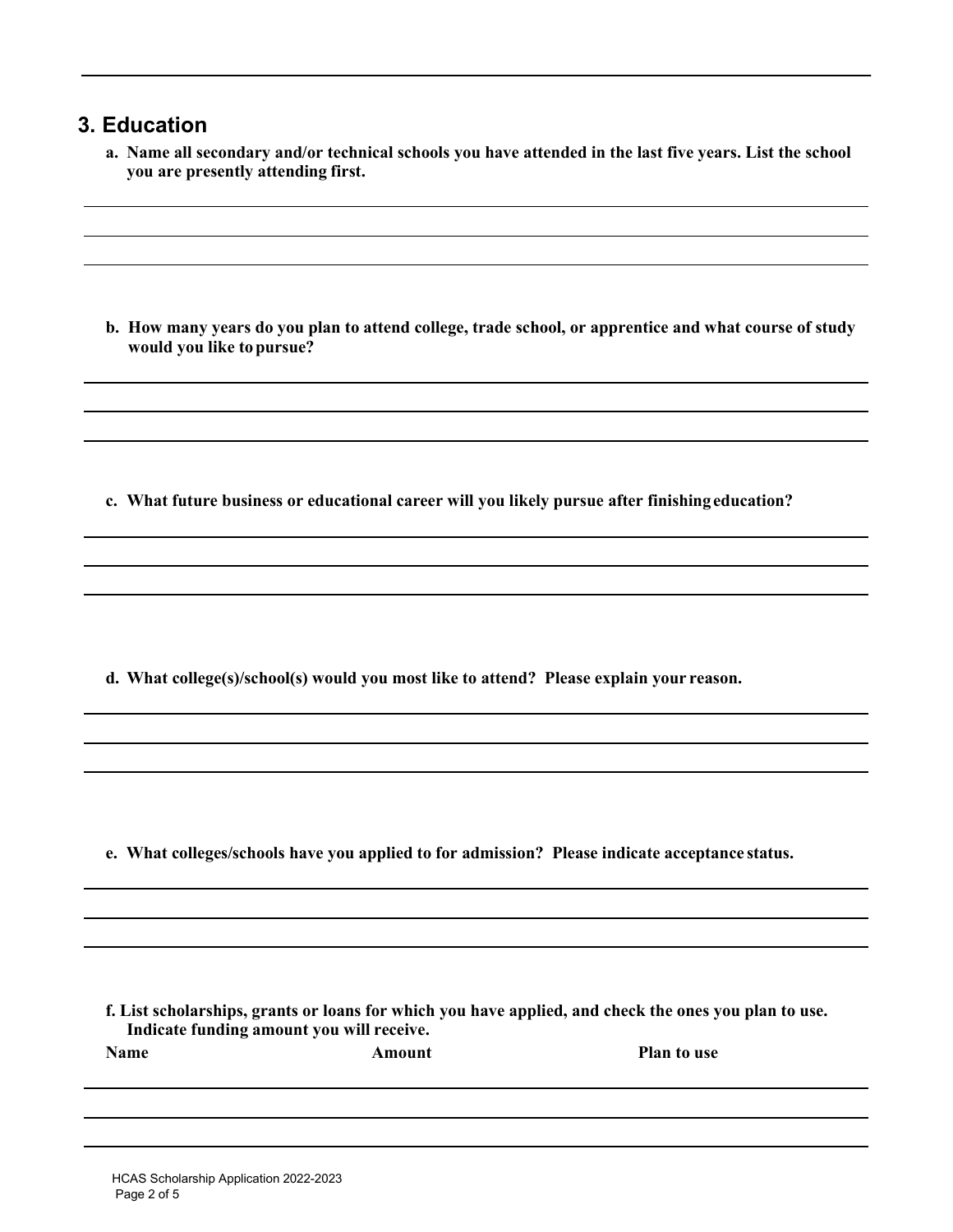## 3. Education

**a. Name all secondary and/or technical schools you have attended in the last five years. List the school you are presently attending first.**

**b. How many years do you plan to attend college, trade school, or apprentice and what course of study would you like to pursue?**

**c. What future business or educational career will you likely pursue after finishing education?**

**d. What college(s)/school(s) would you most like to attend? Please explain your reason.**

**e. What colleges/schools have you applied to for admission? Please indicate acceptance status.**

**f. List scholarships, grants or loans for which you have applied, and check the ones you plan to use. Indicate funding amount you will receive.**

| Name | Amount | Plan to use |
|---|---|---|
| | | |
| | | |
| | | |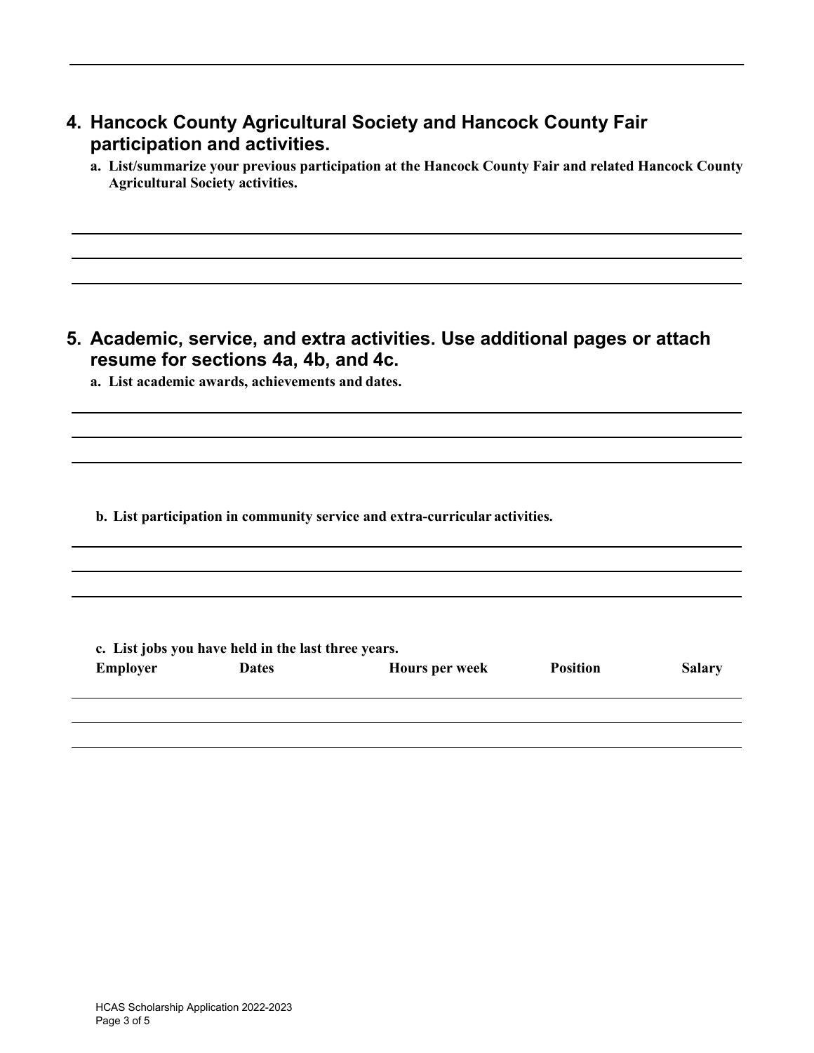## 4. Hancock County Agricultural Society and Hancock County Fair participation and activities.

**a. List/summarize your previous participation at the Hancock County Fair and related Hancock County Agricultural Society activities.**

## 5. Academic, service, and extra activities. Use additional pages or attach resume for sections 4a, 4b, and 4c.

**a. List academic awards, achievements and dates.**

**b. List participation in community service and extra-curricular activities.**

**c. List jobs you have held in the last three years.**

| Employer | Dates | Hours per week | Position | Salary |
|---|---|---|---|---|
| | | | | |
| | | | | |
| | | | | |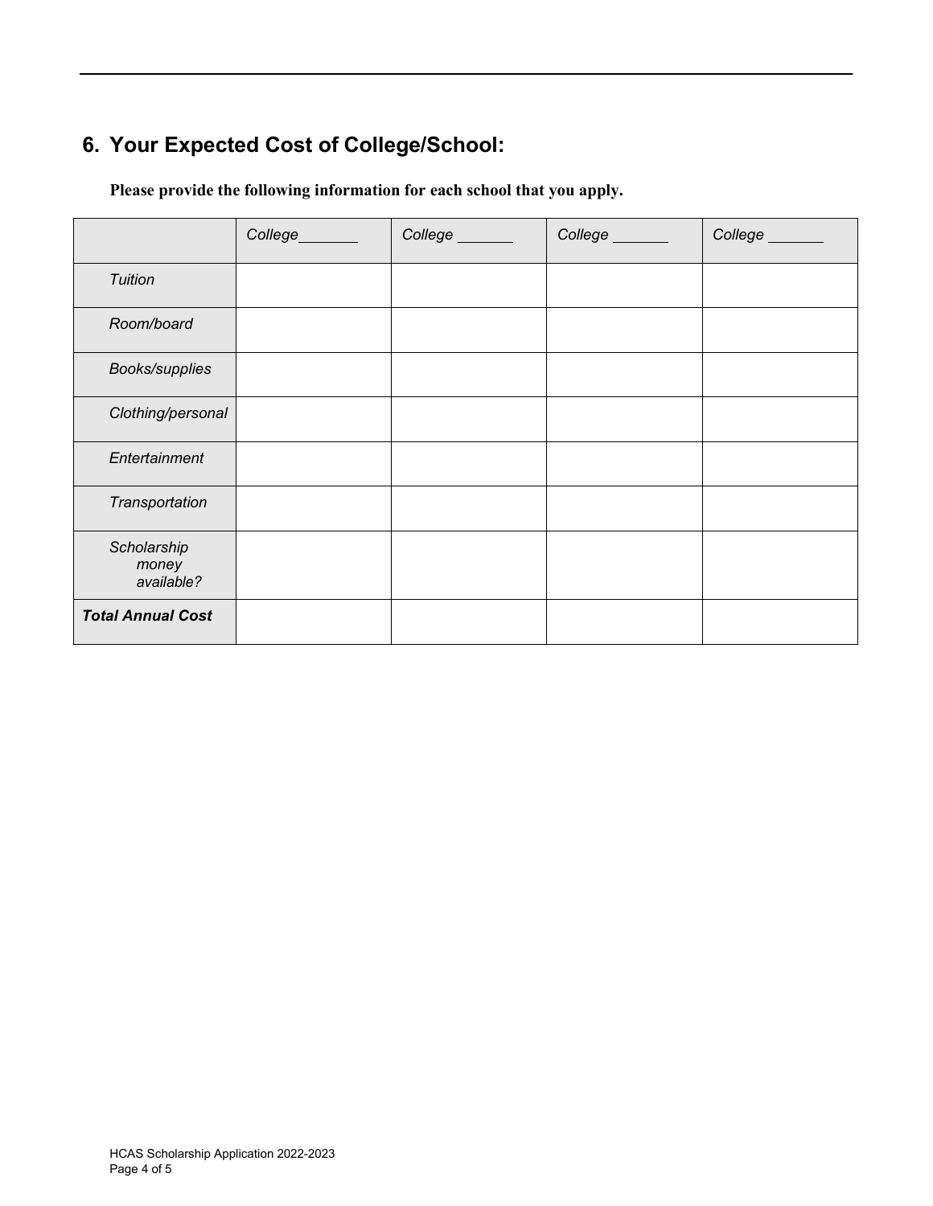## 6. Your Expected Cost of College/School:

**Please provide the following information for each school that you apply.**

| | *College_______* | *College _______* | *College _______* | *College _______* |
|---|---|---|---|---|
| *Tuition* | | | | |
| *Room/board* | | | | |
| *Books/supplies* | | | | |
| *Clothing/personal* | | | | |
| *Entertainment* | | | | |
| *Transportation* | | | | |
| *Scholarship money available?* | | | | |
| ***Total Annual Cost*** | | | | |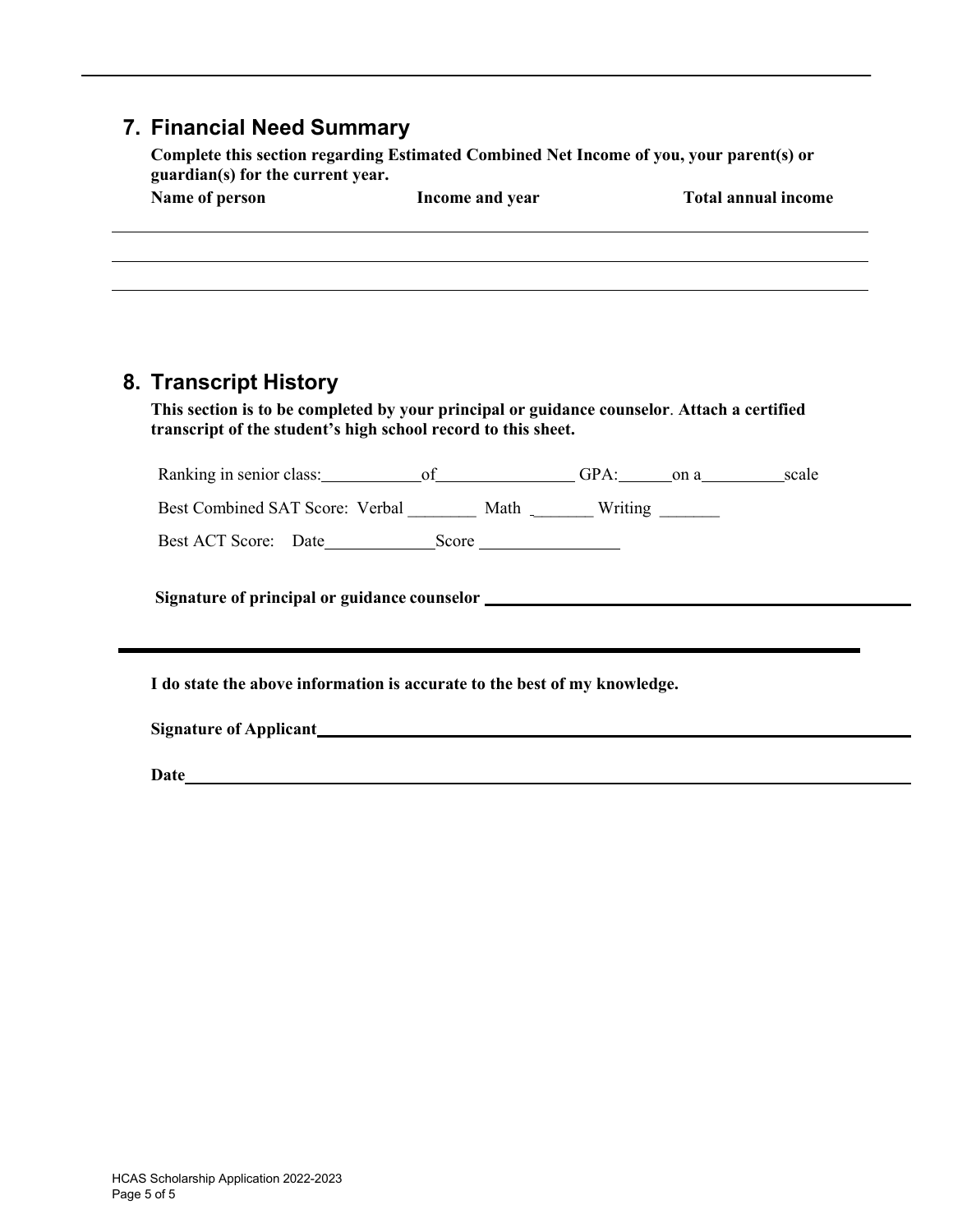## 7. Financial Need Summary

**Complete this section regarding Estimated Combined Net Income of you, your parent(s) or guardian(s) for the current year.**

| Name of person | Income and year | Total annual income |
| --- | --- | --- |
| | | |
| | | |
| | | |

## 8. Transcript History

**This section is to be completed by your principal or guidance counselor. Attach a certified transcript of the student's high school record to this sheet.**

Ranking in senior class: ____________ of ________________ GPA: ______ on a __________ scale

Best Combined SAT Score: Verbal ________ Math ________ Writing _______

Best ACT Score: Date _____________ Score ________________

**Signature of principal or guidance counselor** ______________________________________________

---

**I do state the above information is accurate to the best of my knowledge.**

**Signature of Applicant** ______________________________________________

**Date** ______________________________________________